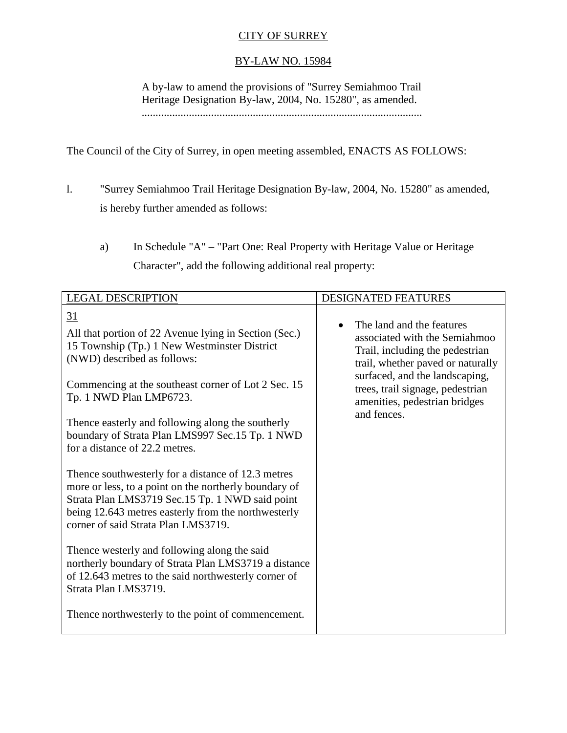CITY OF SURREY

BY-LAW NO. 15984

A by-law to amend the provisions of "Surrey Semiahmoo Trail Heritage Designation By-law, 2004, No. 15280", as amended.
....................................................................................................

The Council of the City of Surrey, in open meeting assembled, ENACTS AS FOLLOWS:

l. "Surrey Semiahmoo Trail Heritage Designation By-law, 2004, No. 15280" as amended, is hereby further amended as follows:

  a) In Schedule "A" – "Part One: Real Property with Heritage Value or Heritage Character", add the following additional real property:

| LEGAL DESCRIPTION | DESIGNATED FEATURES |
|---|---|
| 31<br><br>All that portion of 22 Avenue lying in Section (Sec.) 15 Township (Tp.) 1 New Westminster District (NWD) described as follows:<br><br>Commencing at the southeast corner of Lot 2 Sec. 15 Tp. 1 NWD Plan LMP6723.<br><br>Thence easterly and following along the southerly boundary of Strata Plan LMS997 Sec.15 Tp. 1 NWD for a distance of 22.2 metres.<br><br>Thence southwesterly for a distance of 12.3 metres more or less, to a point on the northerly boundary of Strata Plan LMS3719 Sec.15 Tp. 1 NWD said point being 12.643 metres easterly from the northwesterly corner of said Strata Plan LMS3719.<br><br>Thence westerly and following along the said northerly boundary of Strata Plan LMS3719 a distance of 12.643 metres to the said northwesterly corner of Strata Plan LMS3719.<br><br>Thence northwesterly to the point of commencement. | • The land and the features associated with the Semiahmoo Trail, including the pedestrian trail, whether paved or naturally surfaced, and the landscaping, trees, trail signage, pedestrian amenities, pedestrian bridges and fences. |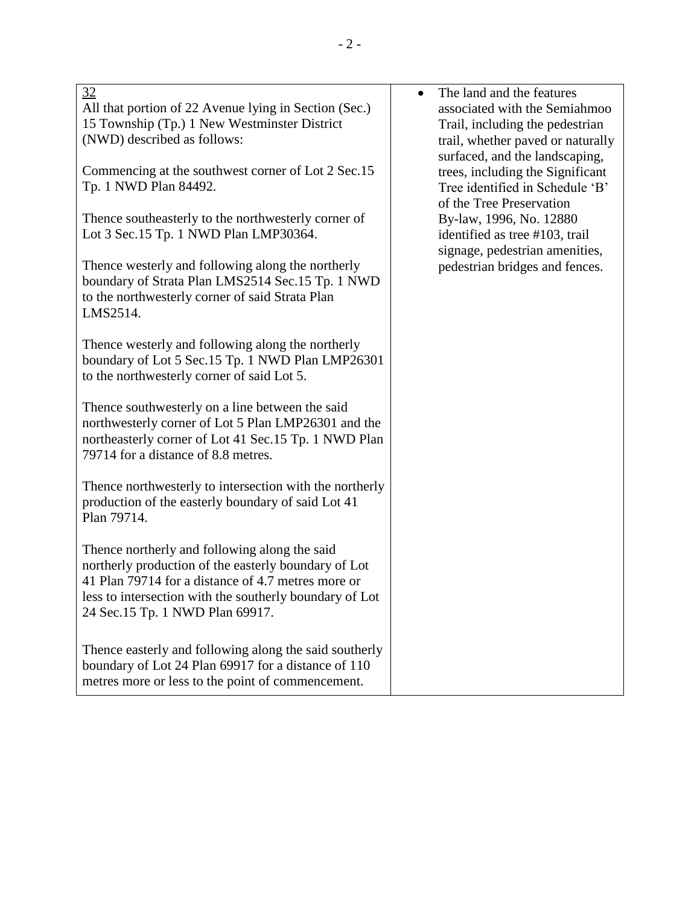| | |
|---|---|
| <u>32</u><br>All that portion of 22 Avenue lying in Section (Sec.) 15 Township (Tp.) 1 New Westminster District (NWD) described as follows:<br><br>Commencing at the southwest corner of Lot 2 Sec.15 Tp. 1 NWD Plan 84492.<br><br>Thence southeasterly to the northwesterly corner of Lot 3 Sec.15 Tp. 1 NWD Plan LMP30364.<br><br>Thence westerly and following along the northerly boundary of Strata Plan LMS2514 Sec.15 Tp. 1 NWD to the northwesterly corner of said Strata Plan LMS2514.<br><br>Thence westerly and following along the northerly boundary of Lot 5 Sec.15 Tp. 1 NWD Plan LMP26301 to the northwesterly corner of said Lot 5.<br><br>Thence southwesterly on a line between the said northwesterly corner of Lot 5 Plan LMP26301 and the northeasterly corner of Lot 41 Sec.15 Tp. 1 NWD Plan 79714 for a distance of 8.8 metres.<br><br>Thence northwesterly to intersection with the northerly production of the easterly boundary of said Lot 41 Plan 79714.<br><br>Thence northerly and following along the said northerly production of the easterly boundary of Lot 41 Plan 79714 for a distance of 4.7 metres more or less to intersection with the southerly boundary of Lot 24 Sec.15 Tp. 1 NWD Plan 69917.<br><br>Thence easterly and following along the said southerly boundary of Lot 24 Plan 69917 for a distance of 110 metres more or less to the point of commencement. | • The land and the features associated with the Semiahmoo Trail, including the pedestrian trail, whether paved or naturally surfaced, and the landscaping, trees, including the Significant Tree identified in Schedule 'B' of the Tree Preservation By-law, 1996, No. 12880 identified as tree #103, trail signage, pedestrian amenities, pedestrian bridges and fences. |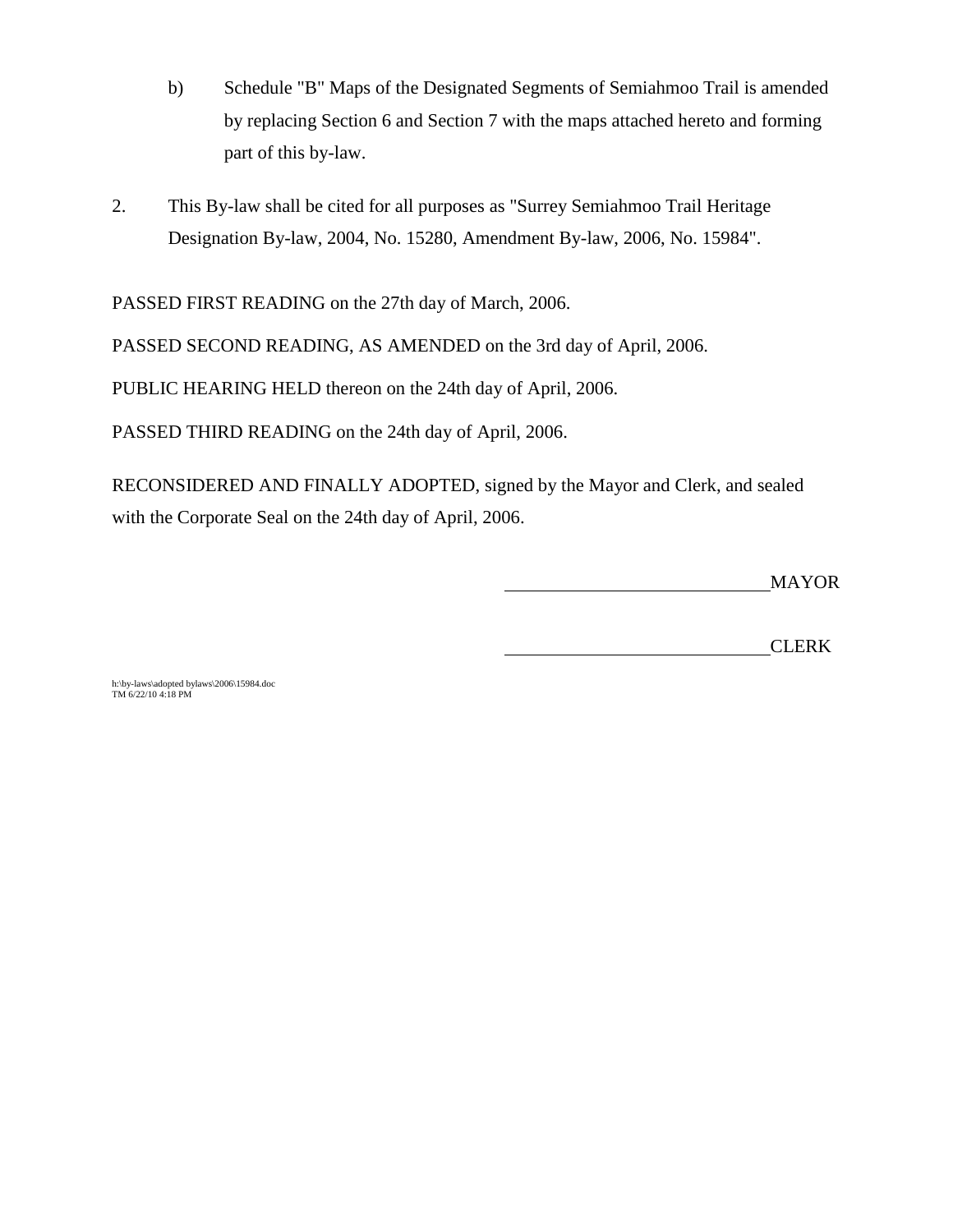b) Schedule "B" Maps of the Designated Segments of Semiahmoo Trail is amended by replacing Section 6 and Section 7 with the maps attached hereto and forming part of this by-law.

2. This By-law shall be cited for all purposes as "Surrey Semiahmoo Trail Heritage Designation By-law, 2004, No. 15280, Amendment By-law, 2006, No. 15984".

PASSED FIRST READING on the 27th day of March, 2006.

PASSED SECOND READING, AS AMENDED on the 3rd day of April, 2006.

PUBLIC HEARING HELD thereon on the 24th day of April, 2006.

PASSED THIRD READING on the 24th day of April, 2006.

RECONSIDERED AND FINALLY ADOPTED, signed by the Mayor and Clerk, and sealed with the Corporate Seal on the 24th day of April, 2006.

_____________________________MAYOR

_____________________________CLERK

h:\by-laws\adopted bylaws\2006\15984.doc
TM 6/22/10 4:18 PM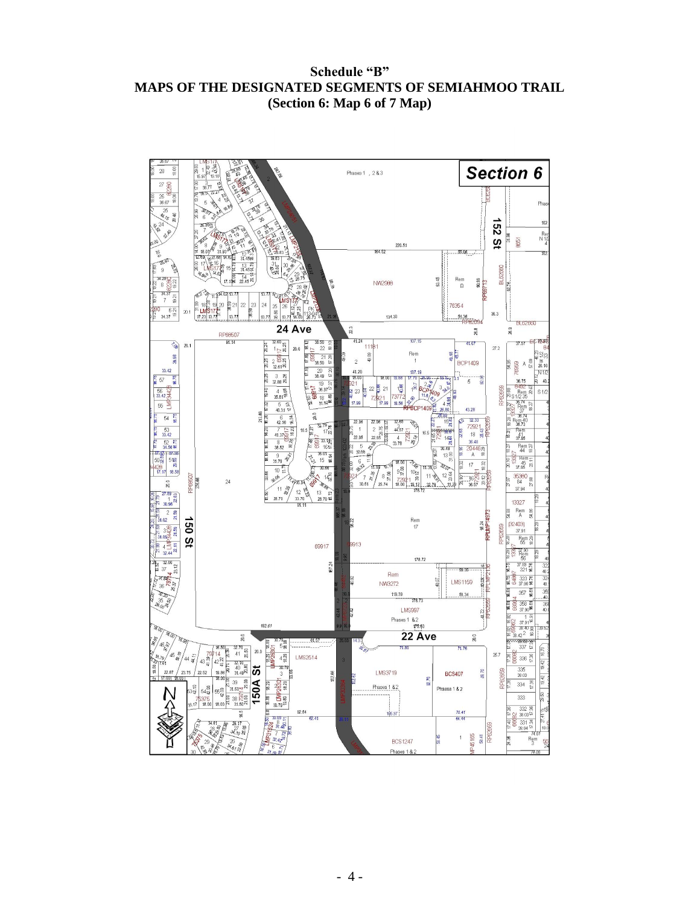**Schedule "B"**
**MAPS OF THE DESIGNATED SEGMENTS OF SEMIAHMOO TRAIL**
**(Section 6: Map 6 of 7 Map)**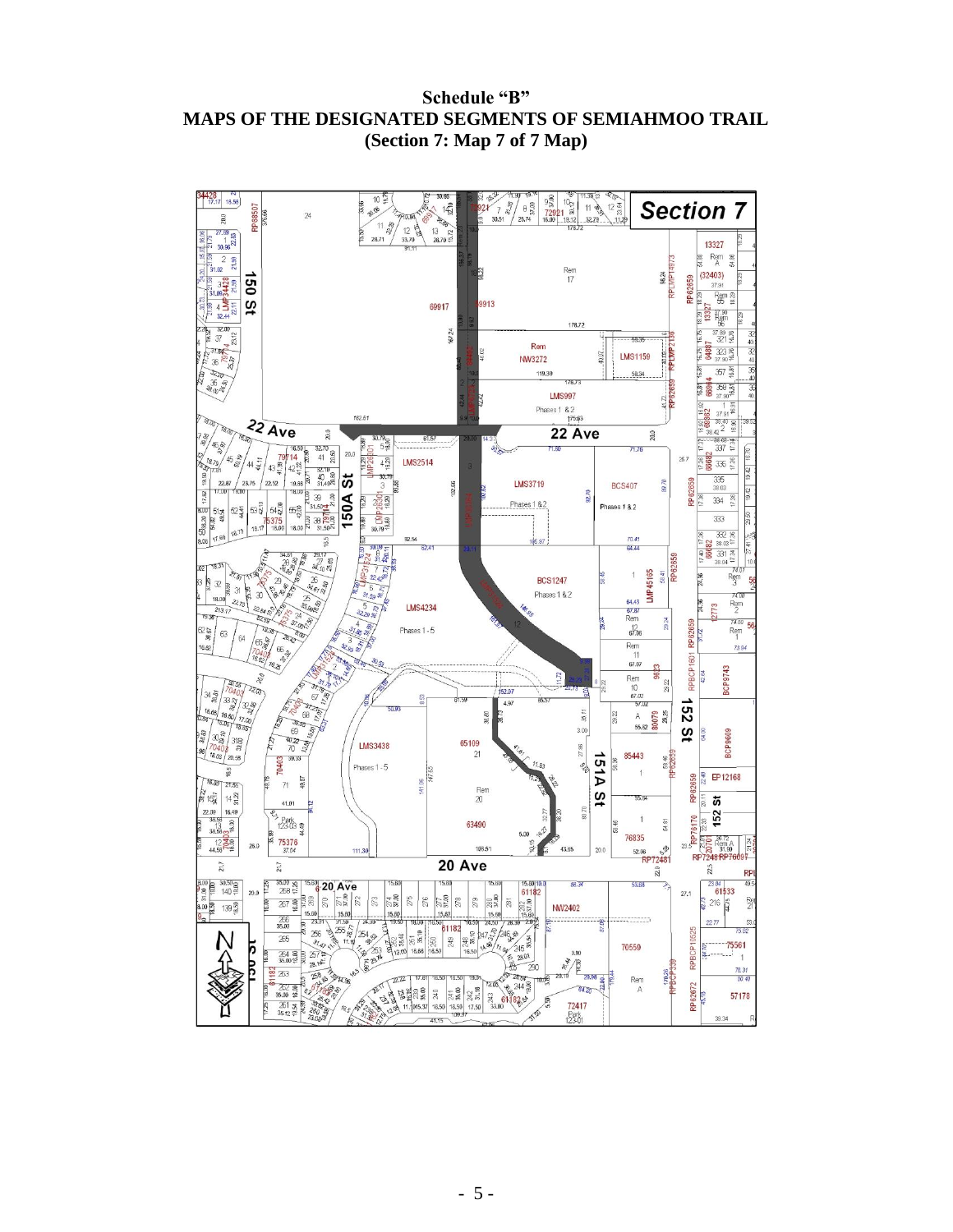# Schedule "B"

## MAPS OF THE DESIGNATED SEGMENTS OF SEMIAHMOO TRAIL

### (Section 7: Map 7 of 7 Map)

Section 7

150 St

22 Ave

150A St

152 St

151A St

20 Ave